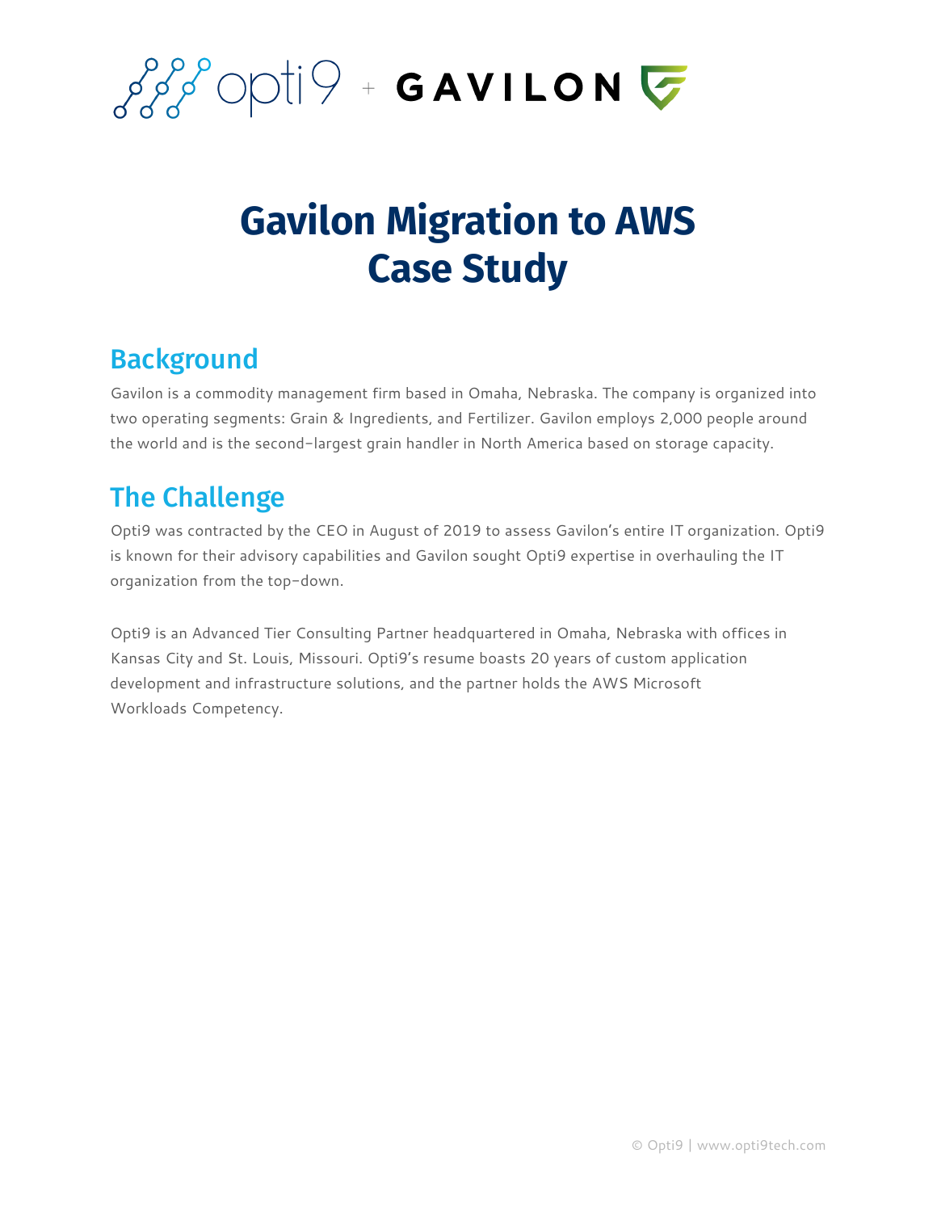# Gavilon Migration to AWS Case Study

## Background

Gavilon is a commodity management firm based in Omaha, Nebraska. The company is organized into two operating segments: Grain & Ingredients, and Fertilizer. Gavilon employs 2,000 people around the world and is the second-largest grain handler in North America based on storage capacity.

## The Challenge

Opti9 was contracted by the CEO in August of 2019 to assess Gavilon's entire IT organization. Opti9 is known for their advisory capabilities and Gavilon sought Opti9 expertise in overhauling the IT organization from the top-down.

Opti9 is an Advanced Tier Consulting Partner headquartered in Omaha, Nebraska with offices in Kansas City and St. Louis, Missouri. Opti9's resume boasts 20 years of custom application development and infrastructure solutions, and the partner holds the AWS Microsoft Workloads Competency.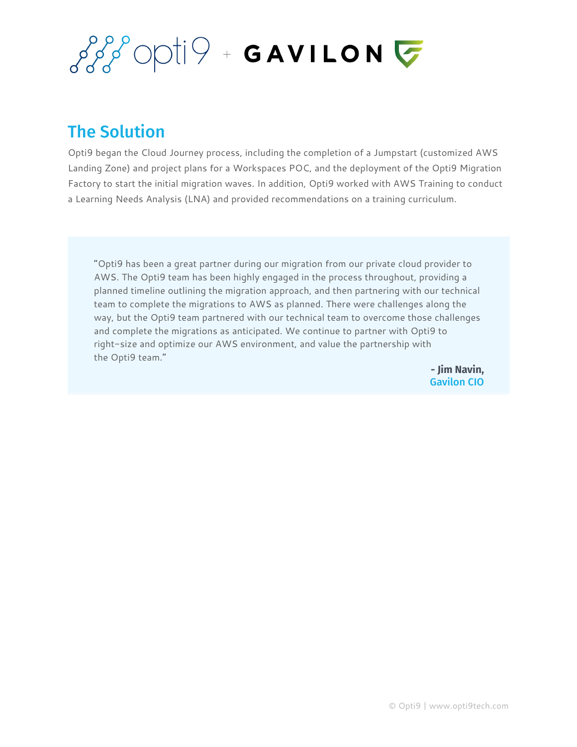## The Solution

Opti9 began the Cloud Journey process, including the completion of a Jumpstart (customized AWS Landing Zone) and project plans for a Workspaces POC, and the deployment of the Opti9 Migration Factory to start the initial migration waves. In addition, Opti9 worked with AWS Training to conduct a Learning Needs Analysis (LNA) and provided recommendations on a training curriculum.

> "Opti9 has been a great partner during our migration from our private cloud provider to AWS. The Opti9 team has been highly engaged in the process throughout, providing a planned timeline outlining the migration approach, and then partnering with our technical team to complete the migrations to AWS as planned. There were challenges along the way, but the Opti9 team partnered with our technical team to overcome those challenges and complete the migrations as anticipated. We continue to partner with Opti9 to right-size and optimize our AWS environment, and value the partnership with the Opti9 team."
>
> **- Jim Navin,**
> **Gavilon CIO**

© Opti9 | www.opti9tech.com